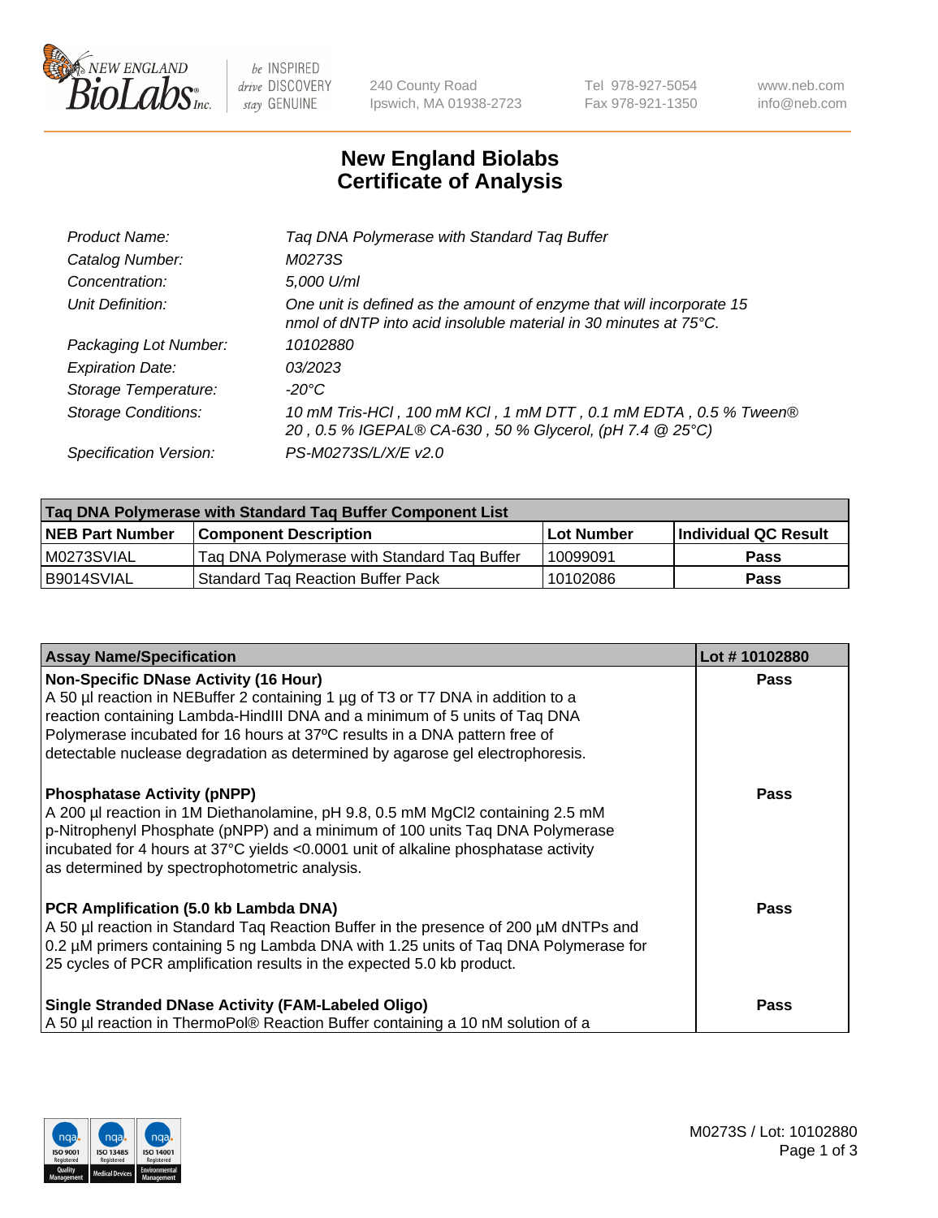New England BioLabs Inc. — be INSPIRED drive DISCOVERY stay GENUINE

240 County Road
Ipswich, MA 01938-2723

Tel 978-927-5054
Fax 978-921-1350

www.neb.com
info@neb.com

# New England Biolabs
# Certificate of Analysis

| | |
|---|---|
| Product Name: | Taq DNA Polymerase with Standard Taq Buffer |
| Catalog Number: | M0273S |
| Concentration: | 5,000 U/ml |
| Unit Definition: | One unit is defined as the amount of enzyme that will incorporate 15 nmol of dNTP into acid insoluble material in 30 minutes at 75°C. |
| Packaging Lot Number: | 10102880 |
| Expiration Date: | 03/2023 |
| Storage Temperature: | -20°C |
| Storage Conditions: | 10 mM Tris-HCl , 100 mM KCl , 1 mM DTT , 0.1 mM EDTA , 0.5 % Tween® 20 , 0.5 % IGEPAL® CA-630 , 50 % Glycerol, (pH 7.4 @ 25°C) |
| Specification Version: | PS-M0273S/L/X/E v2.0 |

| Taq DNA Polymerase with Standard Taq Buffer Component List | | | |
|---|---|---|---|
| **NEB Part Number** | **Component Description** | **Lot Number** | **Individual QC Result** |
| M0273SVIAL | Taq DNA Polymerase with Standard Taq Buffer | 10099091 | **Pass** |
| B9014SVIAL | Standard Taq Reaction Buffer Pack | 10102086 | **Pass** |

| Assay Name/Specification | Lot # 10102880 |
|---|---|
| **Non-Specific DNase Activity (16 Hour)**<br>A 50 µl reaction in NEBuffer 2 containing 1 µg of T3 or T7 DNA in addition to a reaction containing Lambda-HindIII DNA and a minimum of 5 units of Taq DNA Polymerase incubated for 16 hours at 37ºC results in a DNA pattern free of detectable nuclease degradation as determined by agarose gel electrophoresis. | **Pass** |
| **Phosphatase Activity (pNPP)**<br>A 200 µl reaction in 1M Diethanolamine, pH 9.8, 0.5 mM $MgCl_2$ containing 2.5 mM p-Nitrophenyl Phosphate (pNPP) and a minimum of 100 units Taq DNA Polymerase incubated for 4 hours at 37°C yields <0.0001 unit of alkaline phosphatase activity as determined by spectrophotometric analysis. | **Pass** |
| **PCR Amplification (5.0 kb Lambda DNA)**<br>A 50 µl reaction in Standard Taq Reaction Buffer in the presence of 200 µM dNTPs and 0.2 µM primers containing 5 ng Lambda DNA with 1.25 units of Taq DNA Polymerase for 25 cycles of PCR amplification results in the expected 5.0 kb product. | **Pass** |
| **Single Stranded DNase Activity (FAM-Labeled Oligo)**<br>A 50 µl reaction in ThermoPol® Reaction Buffer containing a 10 nM solution of a | **Pass** |

M0273S / Lot: 10102880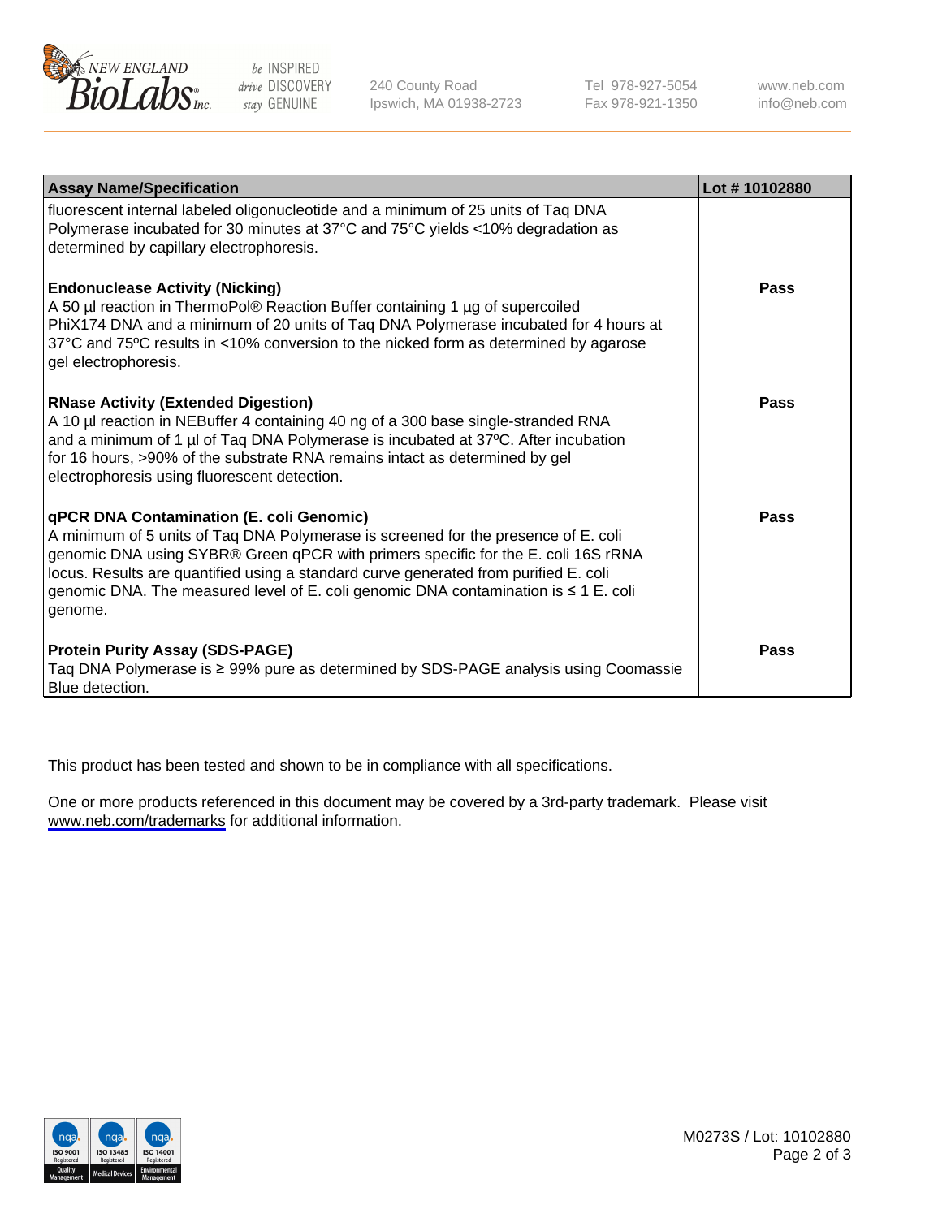| Assay Name/Specification | Lot # 10102880 |
| --- | --- |
| fluorescent internal labeled oligonucleotide and a minimum of 25 units of Taq DNA Polymerase incubated for 30 minutes at 37°C and 75°C yields <10% degradation as determined by capillary electrophoresis. | |
| **Endonuclease Activity (Nicking)**<br>A 50 µl reaction in ThermoPol® Reaction Buffer containing 1 µg of supercoiled PhiX174 DNA and a minimum of 20 units of Taq DNA Polymerase incubated for 4 hours at 37°C and 75ºC results in <10% conversion to the nicked form as determined by agarose gel electrophoresis. | **Pass** |
| **RNase Activity (Extended Digestion)**<br>A 10 µl reaction in NEBuffer 4 containing 40 ng of a 300 base single-stranded RNA and a minimum of 1 µl of Taq DNA Polymerase is incubated at 37ºC. After incubation for 16 hours, >90% of the substrate RNA remains intact as determined by gel electrophoresis using fluorescent detection. | **Pass** |
| **qPCR DNA Contamination (E. coli Genomic)**<br>A minimum of 5 units of Taq DNA Polymerase is screened for the presence of E. coli genomic DNA using SYBR® Green qPCR with primers specific for the E. coli 16S rRNA locus. Results are quantified using a standard curve generated from purified E. coli genomic DNA. The measured level of E. coli genomic DNA contamination is ≤ 1 E. coli genome. | **Pass** |
| **Protein Purity Assay (SDS-PAGE)**<br>Taq DNA Polymerase is ≥ 99% pure as determined by SDS-PAGE analysis using Coomassie Blue detection. | **Pass** |

This product has been tested and shown to be in compliance with all specifications.

One or more products referenced in this document may be covered by a 3rd-party trademark. Please visit www.neb.com/trademarks for additional information.

M0273S / Lot: 10102880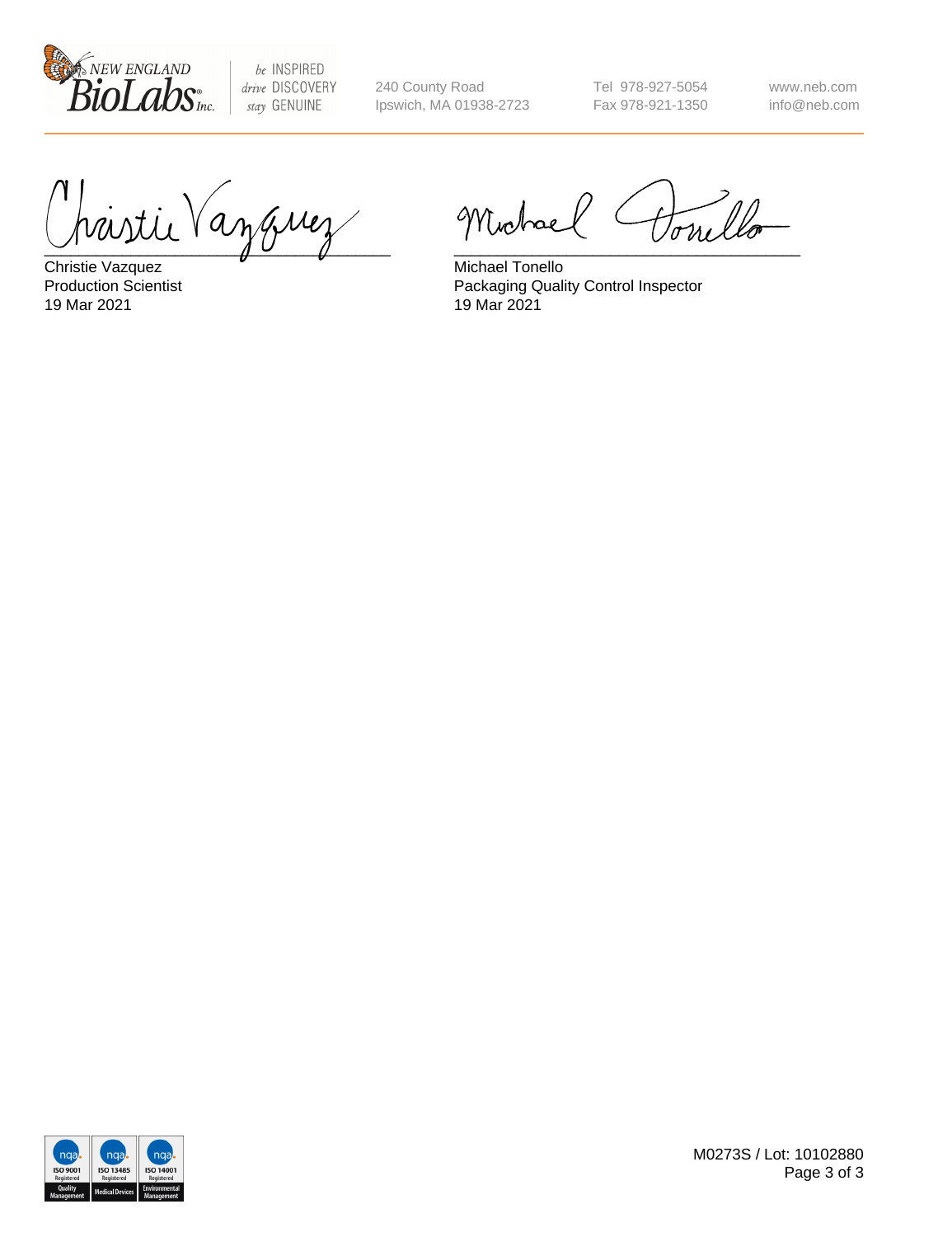240 County Road
Ipswich, MA 01938-2723

Tel 978-927-5054
Fax 978-921-1350

www.neb.com
info@neb.com

Christie Vazquez
Production Scientist
19 Mar 2021

Michael Tonello
Packaging Quality Control Inspector
19 Mar 2021

M0273S / Lot: 10102880